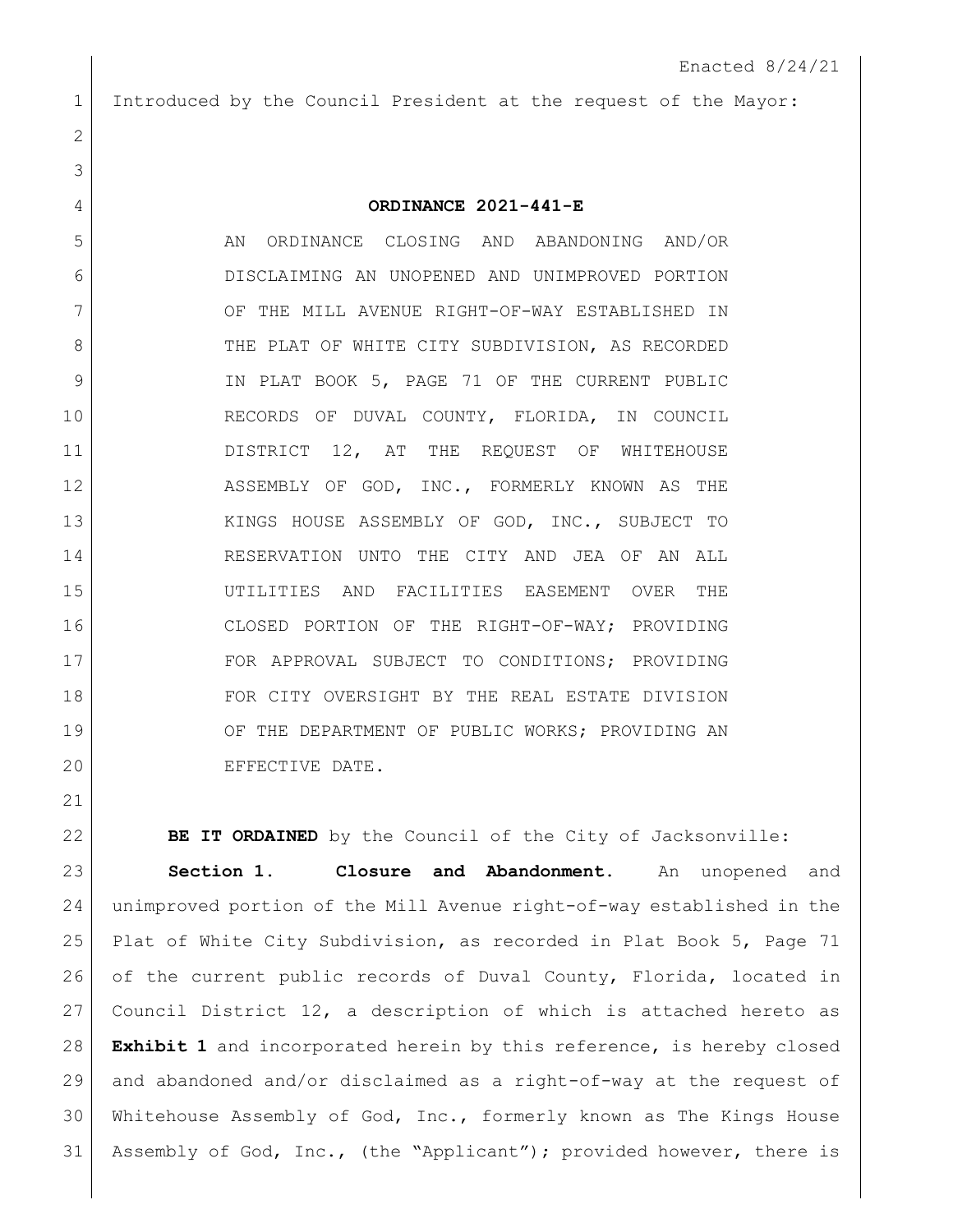Enacted 8/24/21

Introduced by the Council President at the request of the Mayor:

# ORDINANCE 2021-441-E

AN ORDINANCE CLOSING AND ABANDONING AND/OR DISCLAIMING AN UNOPENED AND UNIMPROVED PORTION OF THE MILL AVENUE RIGHT-OF-WAY ESTABLISHED IN THE PLAT OF WHITE CITY SUBDIVISION, AS RECORDED IN PLAT BOOK 5, PAGE 71 OF THE CURRENT PUBLIC RECORDS OF DUVAL COUNTY, FLORIDA, IN COUNCIL DISTRICT 12, AT THE REQUEST OF WHITEHOUSE ASSEMBLY OF GOD, INC., FORMERLY KNOWN AS THE KINGS HOUSE ASSEMBLY OF GOD, INC., SUBJECT TO RESERVATION UNTO THE CITY AND JEA OF AN ALL UTILITIES AND FACILITIES EASEMENT OVER THE CLOSED PORTION OF THE RIGHT-OF-WAY; PROVIDING FOR APPROVAL SUBJECT TO CONDITIONS; PROVIDING FOR CITY OVERSIGHT BY THE REAL ESTATE DIVISION OF THE DEPARTMENT OF PUBLIC WORKS; PROVIDING AN EFFECTIVE DATE.

**BE IT ORDAINED** by the Council of the City of Jacksonville:

**Section 1. Closure and Abandonment.** An unopened and unimproved portion of the Mill Avenue right-of-way established in the Plat of White City Subdivision, as recorded in Plat Book 5, Page 71 of the current public records of Duval County, Florida, located in Council District 12, a description of which is attached hereto as **Exhibit 1** and incorporated herein by this reference, is hereby closed and abandoned and/or disclaimed as a right-of-way at the request of Whitehouse Assembly of God, Inc., formerly known as The Kings House Assembly of God, Inc., (the "Applicant"); provided however, there is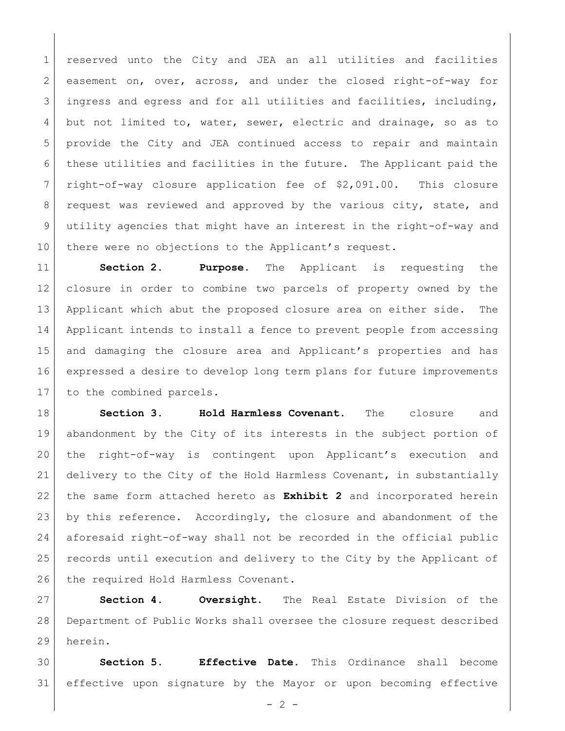reserved unto the City and JEA an all utilities and facilities easement on, over, across, and under the closed right-of-way for ingress and egress and for all utilities and facilities, including, but not limited to, water, sewer, electric and drainage, so as to provide the City and JEA continued access to repair and maintain these utilities and facilities in the future. The Applicant paid the right-of-way closure application fee of $2,091.00. This closure request was reviewed and approved by the various city, state, and utility agencies that might have an interest in the right-of-way and there were no objections to the Applicant's request.

**Section 2. Purpose.** The Applicant is requesting the closure in order to combine two parcels of property owned by the Applicant which abut the proposed closure area on either side. The Applicant intends to install a fence to prevent people from accessing and damaging the closure area and Applicant's properties and has expressed a desire to develop long term plans for future improvements to the combined parcels.

**Section 3. Hold Harmless Covenant.** The closure and abandonment by the City of its interests in the subject portion of the right-of-way is contingent upon Applicant's execution and delivery to the City of the Hold Harmless Covenant, in substantially the same form attached hereto as **Exhibit 2** and incorporated herein by this reference. Accordingly, the closure and abandonment of the aforesaid right-of-way shall not be recorded in the official public records until execution and delivery to the City by the Applicant of the required Hold Harmless Covenant.

**Section 4. Oversight.** The Real Estate Division of the Department of Public Works shall oversee the closure request described herein.

**Section 5. Effective Date.** This Ordinance shall become effective upon signature by the Mayor or upon becoming effective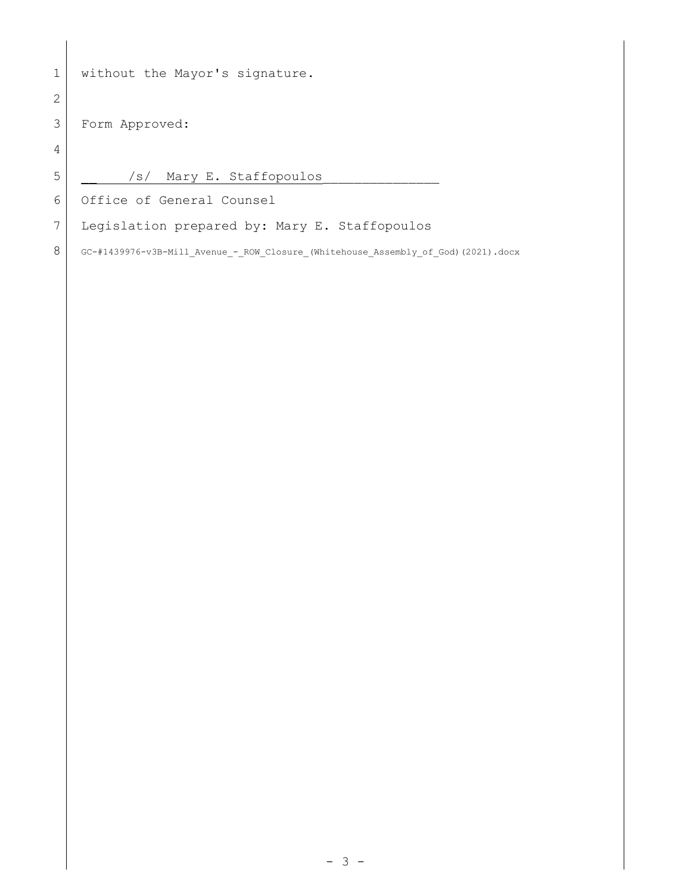without the Mayor's signature.

Form Approved:

/s/ Mary E. Staffopoulos

Office of General Counsel

Legislation prepared by: Mary E. Staffopoulos

GC-#1439976-v3B-Mill_Avenue_-_ROW_Closure_(Whitehouse_Assembly_of_God)(2021).docx